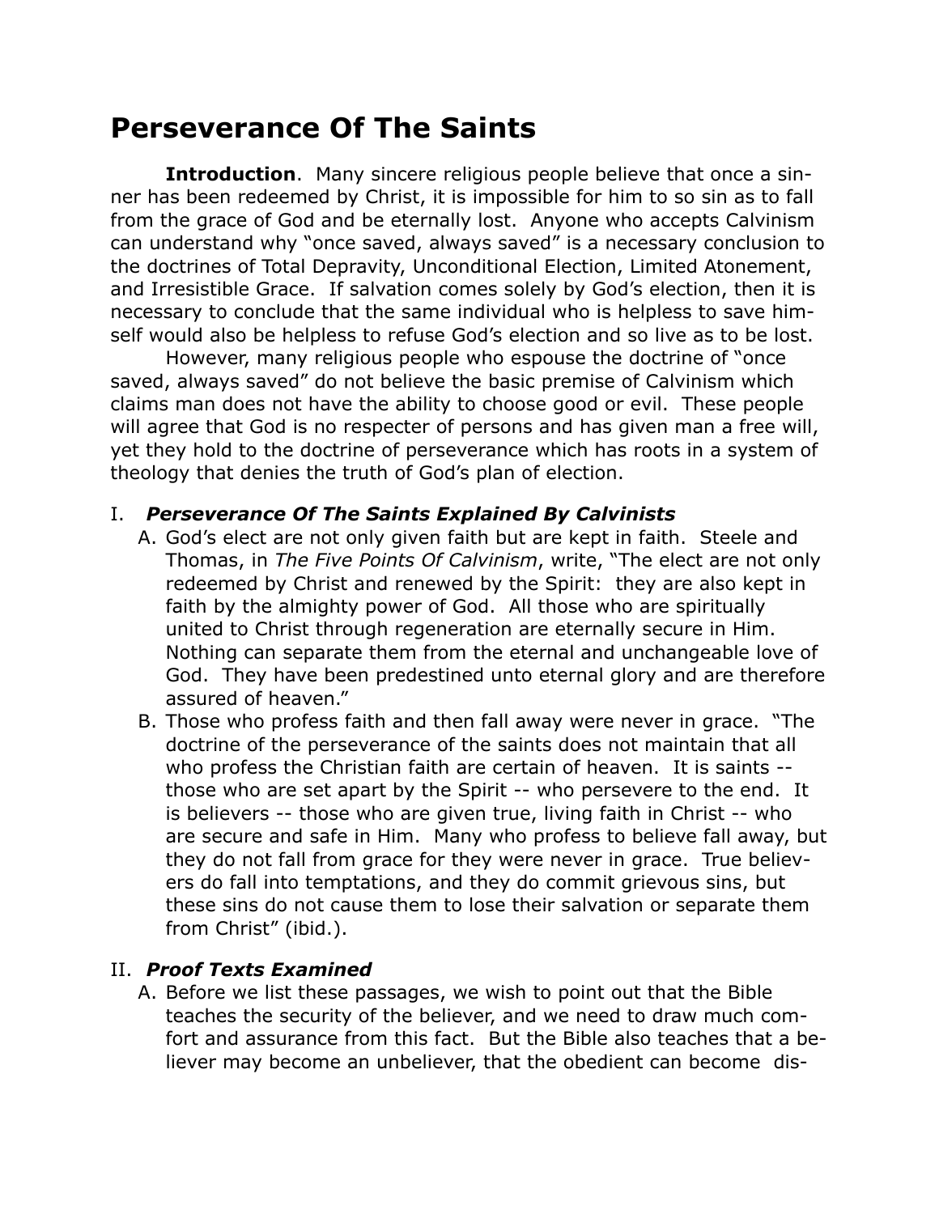# Perseverance Of The Saints

**Introduction**. Many sincere religious people believe that once a sinner has been redeemed by Christ, it is impossible for him to so sin as to fall from the grace of God and be eternally lost. Anyone who accepts Calvinism can understand why "once saved, always saved" is a necessary conclusion to the doctrines of Total Depravity, Unconditional Election, Limited Atonement, and Irresistible Grace. If salvation comes solely by God's election, then it is necessary to conclude that the same individual who is helpless to save himself would also be helpless to refuse God's election and so live as to be lost.

However, many religious people who espouse the doctrine of "once saved, always saved" do not believe the basic premise of Calvinism which claims man does not have the ability to choose good or evil. These people will agree that God is no respecter of persons and has given man a free will, yet they hold to the doctrine of perseverance which has roots in a system of theology that denies the truth of God's plan of election.

## I. *Perseverance Of The Saints Explained By Calvinists*

A. God's elect are not only given faith but are kept in faith. Steele and Thomas, in *The Five Points Of Calvinism*, write, "The elect are not only redeemed by Christ and renewed by the Spirit: they are also kept in faith by the almighty power of God. All those who are spiritually united to Christ through regeneration are eternally secure in Him. Nothing can separate them from the eternal and unchangeable love of God. They have been predestined unto eternal glory and are therefore assured of heaven."

B. Those who profess faith and then fall away were never in grace. "The doctrine of the perseverance of the saints does not maintain that all who profess the Christian faith are certain of heaven. It is saints -- those who are set apart by the Spirit -- who persevere to the end. It is believers -- those who are given true, living faith in Christ -- who are secure and safe in Him. Many who profess to believe fall away, but they do not fall from grace for they were never in grace. True believers do fall into temptations, and they do commit grievous sins, but these sins do not cause them to lose their salvation or separate them from Christ" (ibid.).

## II. *Proof Texts Examined*

A. Before we list these passages, we wish to point out that the Bible teaches the security of the believer, and we need to draw much comfort and assurance from this fact. But the Bible also teaches that a believer may become an unbeliever, that the obedient can become dis-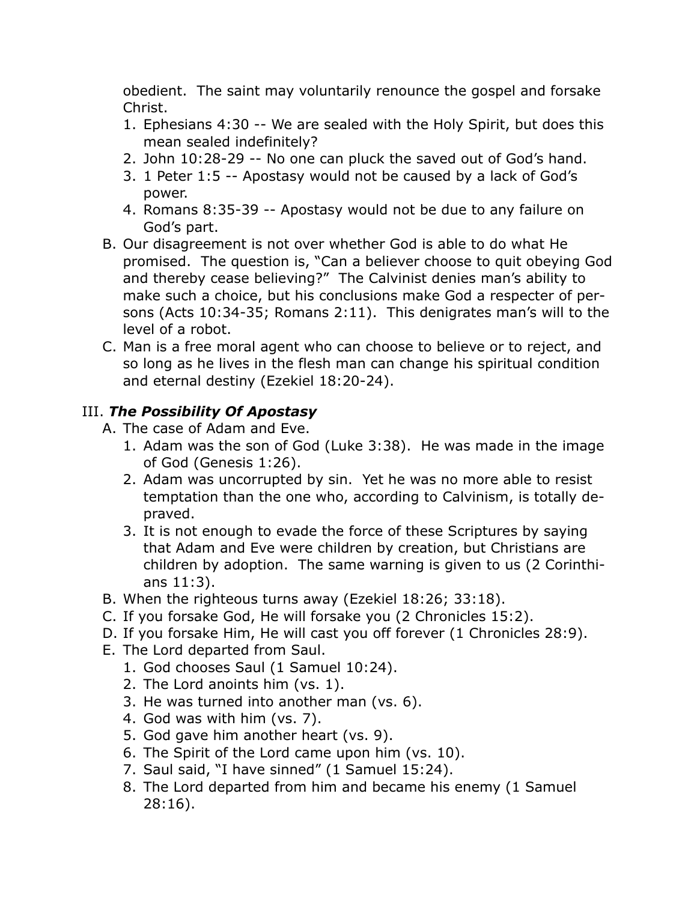obedient. The saint may voluntarily renounce the gospel and forsake Christ.

1. Ephesians 4:30 -- We are sealed with the Holy Spirit, but does this mean sealed indefinitely?
2. John 10:28-29 -- No one can pluck the saved out of God's hand.
3. 1 Peter 1:5 -- Apostasy would not be caused by a lack of God's power.
4. Romans 8:35-39 -- Apostasy would not be due to any failure on God's part.

B. Our disagreement is not over whether God is able to do what He promised. The question is, "Can a believer choose to quit obeying God and thereby cease believing?" The Calvinist denies man's ability to make such a choice, but his conclusions make God a respecter of persons (Acts 10:34-35; Romans 2:11). This denigrates man's will to the level of a robot.

C. Man is a free moral agent who can choose to believe or to reject, and so long as he lives in the flesh man can change his spiritual condition and eternal destiny (Ezekiel 18:20-24).

## III. ***The Possibility Of Apostasy***

A. The case of Adam and Eve.

1. Adam was the son of God (Luke 3:38). He was made in the image of God (Genesis 1:26).
2. Adam was uncorrupted by sin. Yet he was no more able to resist temptation than the one who, according to Calvinism, is totally depraved.
3. It is not enough to evade the force of these Scriptures by saying that Adam and Eve were children by creation, but Christians are children by adoption. The same warning is given to us (2 Corinthians 11:3).

B. When the righteous turns away (Ezekiel 18:26; 33:18).

C. If you forsake God, He will forsake you (2 Chronicles 15:2).

D. If you forsake Him, He will cast you off forever (1 Chronicles 28:9).

E. The Lord departed from Saul.

1. God chooses Saul (1 Samuel 10:24).
2. The Lord anoints him (vs. 1).
3. He was turned into another man (vs. 6).
4. God was with him (vs. 7).
5. God gave him another heart (vs. 9).
6. The Spirit of the Lord came upon him (vs. 10).
7. Saul said, "I have sinned" (1 Samuel 15:24).
8. The Lord departed from him and became his enemy (1 Samuel 28:16).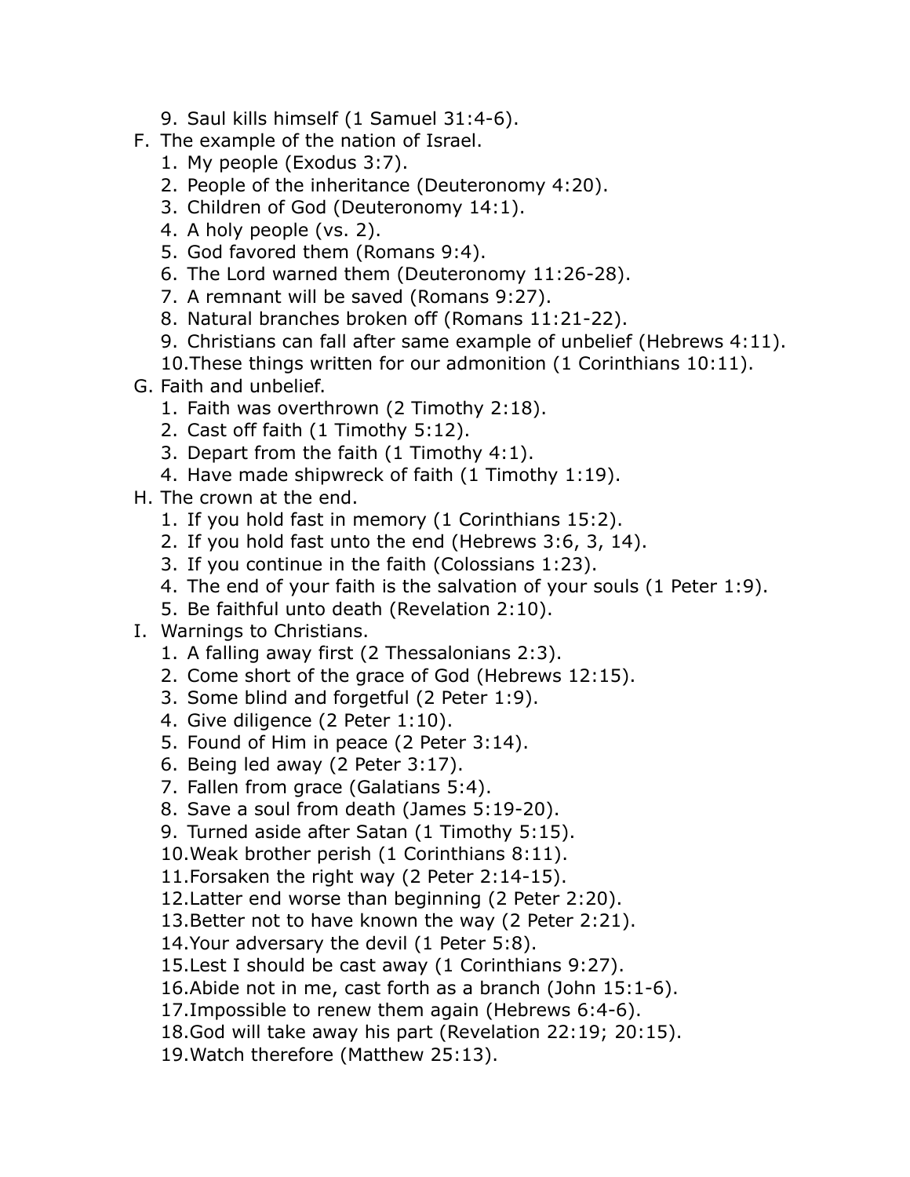9. Saul kills himself (1 Samuel 31:4-6).

F. The example of the nation of Israel.
    1. My people (Exodus 3:7).
    2. People of the inheritance (Deuteronomy 4:20).
    3. Children of God (Deuteronomy 14:1).
    4. A holy people (vs. 2).
    5. God favored them (Romans 9:4).
    6. The Lord warned them (Deuteronomy 11:26-28).
    7. A remnant will be saved (Romans 9:27).
    8. Natural branches broken off (Romans 11:21-22).
    9. Christians can fall after same example of unbelief (Hebrews 4:11).
    10. These things written for our admonition (1 Corinthians 10:11).

G. Faith and unbelief.
    1. Faith was overthrown (2 Timothy 2:18).
    2. Cast off faith (1 Timothy 5:12).
    3. Depart from the faith (1 Timothy 4:1).
    4. Have made shipwreck of faith (1 Timothy 1:19).

H. The crown at the end.
    1. If you hold fast in memory (1 Corinthians 15:2).
    2. If you hold fast unto the end (Hebrews 3:6, 3, 14).
    3. If you continue in the faith (Colossians 1:23).
    4. The end of your faith is the salvation of your souls (1 Peter 1:9).
    5. Be faithful unto death (Revelation 2:10).

I. Warnings to Christians.
    1. A falling away first (2 Thessalonians 2:3).
    2. Come short of the grace of God (Hebrews 12:15).
    3. Some blind and forgetful (2 Peter 1:9).
    4. Give diligence (2 Peter 1:10).
    5. Found of Him in peace (2 Peter 3:14).
    6. Being led away (2 Peter 3:17).
    7. Fallen from grace (Galatians 5:4).
    8. Save a soul from death (James 5:19-20).
    9. Turned aside after Satan (1 Timothy 5:15).
    10. Weak brother perish (1 Corinthians 8:11).
    11. Forsaken the right way (2 Peter 2:14-15).
    12. Latter end worse than beginning (2 Peter 2:20).
    13. Better not to have known the way (2 Peter 2:21).
    14. Your adversary the devil (1 Peter 5:8).
    15. Lest I should be cast away (1 Corinthians 9:27).
    16. Abide not in me, cast forth as a branch (John 15:1-6).
    17. Impossible to renew them again (Hebrews 6:4-6).
    18. God will take away his part (Revelation 22:19; 20:15).
    19. Watch therefore (Matthew 25:13).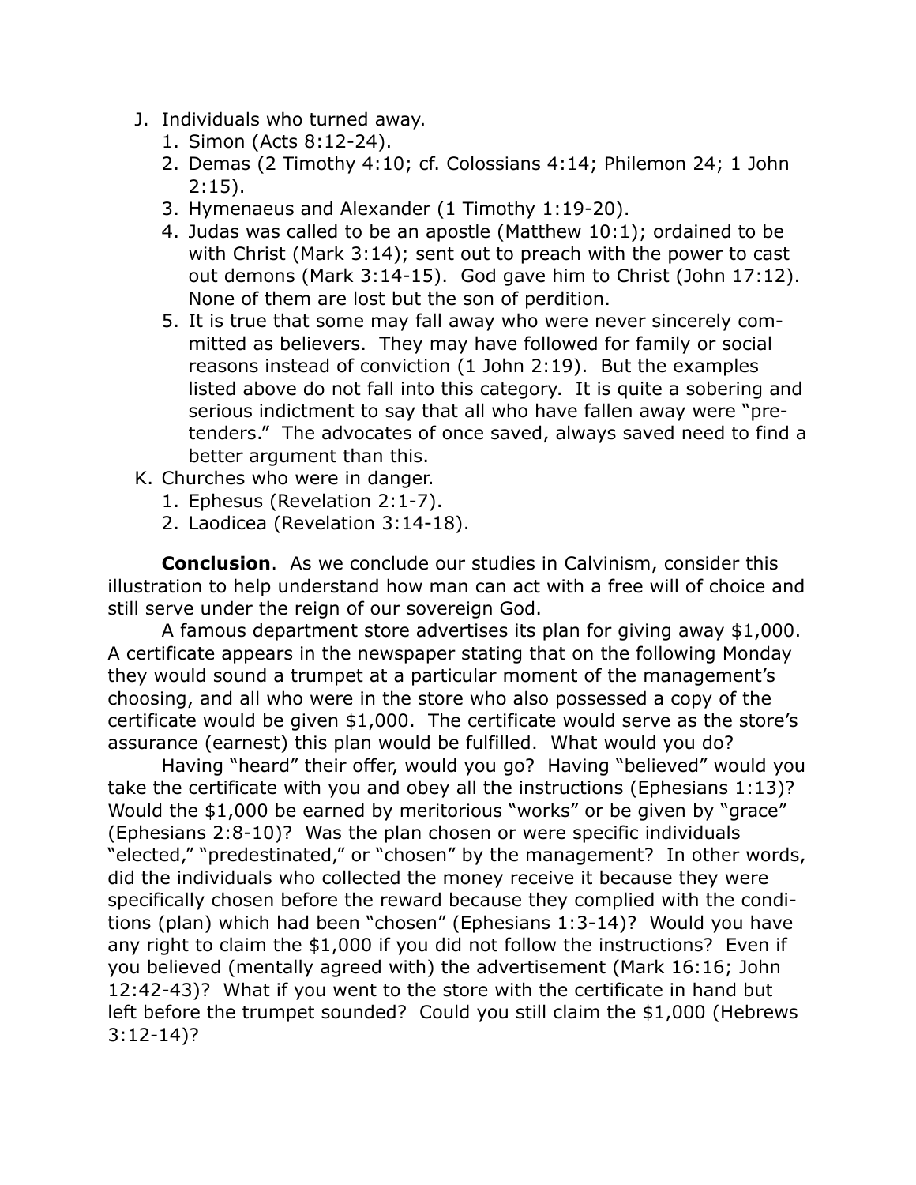J. Individuals who turned away.
   1. Simon (Acts 8:12-24).
   2. Demas (2 Timothy 4:10; cf. Colossians 4:14; Philemon 24; 1 John 2:15).
   3. Hymenaeus and Alexander (1 Timothy 1:19-20).
   4. Judas was called to be an apostle (Matthew 10:1); ordained to be with Christ (Mark 3:14); sent out to preach with the power to cast out demons (Mark 3:14-15). God gave him to Christ (John 17:12). None of them are lost but the son of perdition.
   5. It is true that some may fall away who were never sincerely committed as believers. They may have followed for family or social reasons instead of conviction (1 John 2:19). But the examples listed above do not fall into this category. It is quite a sobering and serious indictment to say that all who have fallen away were "pretenders." The advocates of once saved, always saved need to find a better argument than this.

K. Churches who were in danger.
   1. Ephesus (Revelation 2:1-7).
   2. Laodicea (Revelation 3:14-18).

**Conclusion**. As we conclude our studies in Calvinism, consider this illustration to help understand how man can act with a free will of choice and still serve under the reign of our sovereign God.

A famous department store advertises its plan for giving away $1,000. A certificate appears in the newspaper stating that on the following Monday they would sound a trumpet at a particular moment of the management's choosing, and all who were in the store who also possessed a copy of the certificate would be given $1,000. The certificate would serve as the store's assurance (earnest) this plan would be fulfilled. What would you do?

Having "heard" their offer, would you go? Having "believed" would you take the certificate with you and obey all the instructions (Ephesians 1:13)? Would the $1,000 be earned by meritorious "works" or be given by "grace" (Ephesians 2:8-10)? Was the plan chosen or were specific individuals "elected," "predestinated," or "chosen" by the management? In other words, did the individuals who collected the money receive it because they were specifically chosen before the reward because they complied with the conditions (plan) which had been "chosen" (Ephesians 1:3-14)? Would you have any right to claim the $1,000 if you did not follow the instructions? Even if you believed (mentally agreed with) the advertisement (Mark 16:16; John 12:42-43)? What if you went to the store with the certificate in hand but left before the trumpet sounded? Could you still claim the $1,000 (Hebrews 3:12-14)?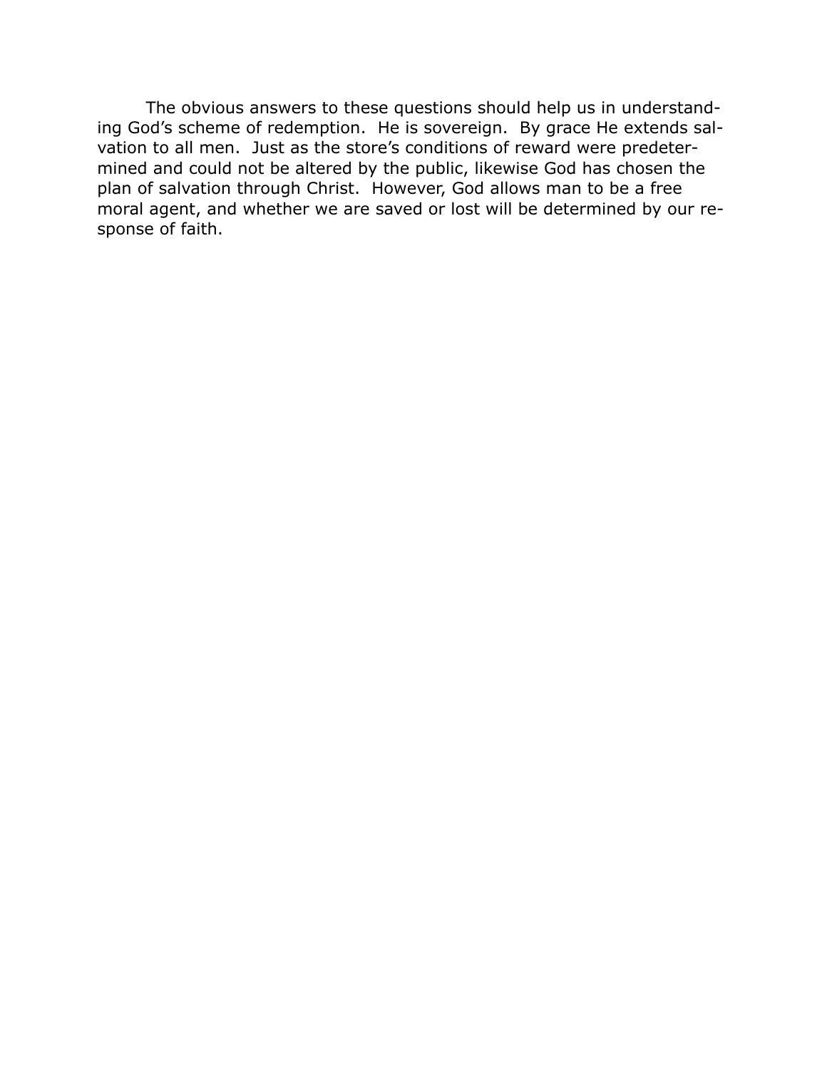The obvious answers to these questions should help us in understanding God's scheme of redemption. He is sovereign. By grace He extends salvation to all men. Just as the store's conditions of reward were predetermined and could not be altered by the public, likewise God has chosen the plan of salvation through Christ. However, God allows man to be a free moral agent, and whether we are saved or lost will be determined by our response of faith.